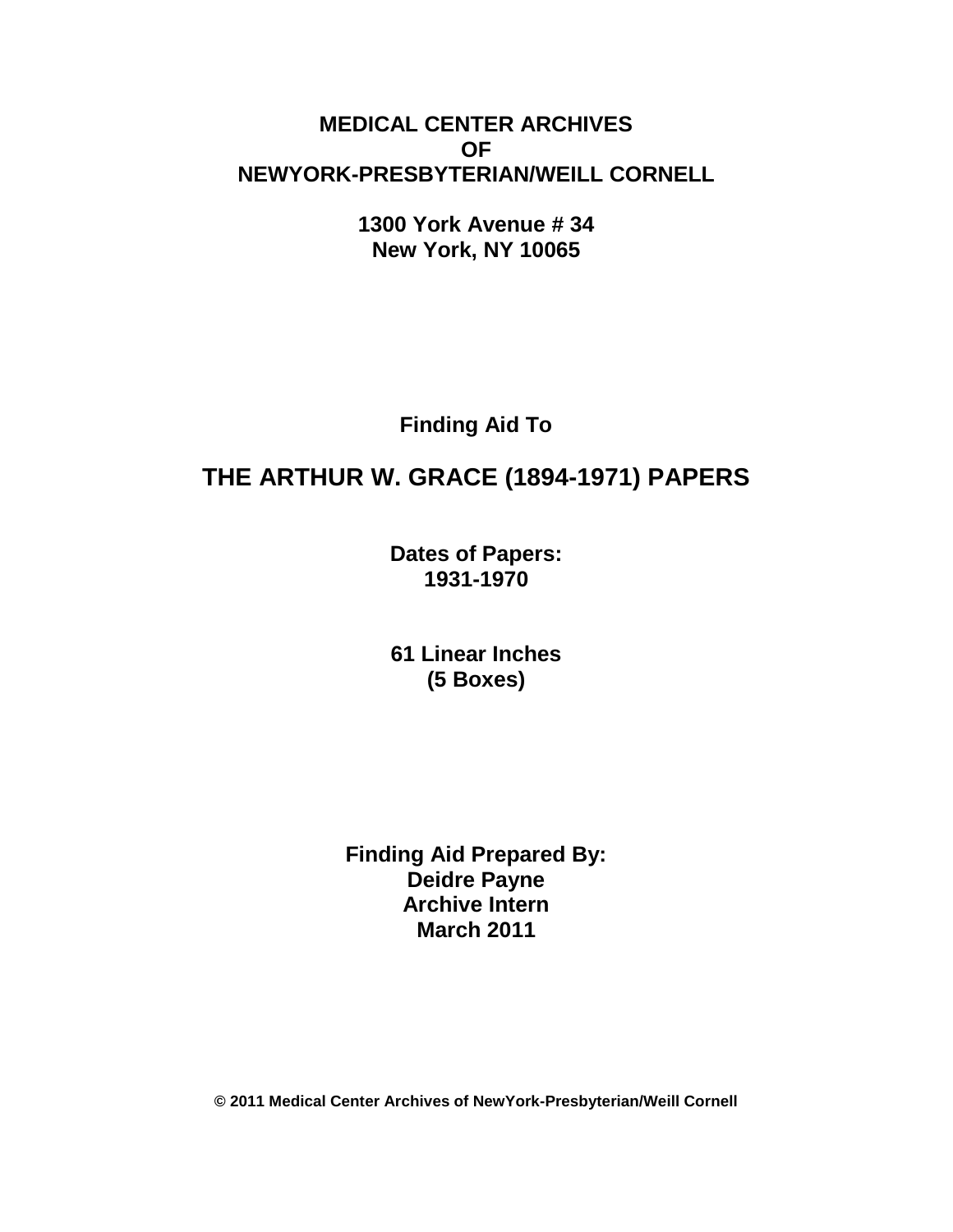**MEDICAL CENTER ARCHIVES**
**OF**
**NEWYORK-PRESBYTERIAN/WEILL CORNELL**

**1300 York Avenue # 34**
**New York, NY 10065**

**Finding Aid To**

# THE ARTHUR W. GRACE (1894-1971) PAPERS

**Dates of Papers:**
**1931-1970**

**61 Linear Inches**
**(5 Boxes)**

**Finding Aid Prepared By:**
**Deidre Payne**
**Archive Intern**
**March 2011**

**© 2011 Medical Center Archives of NewYork-Presbyterian/Weill Cornell**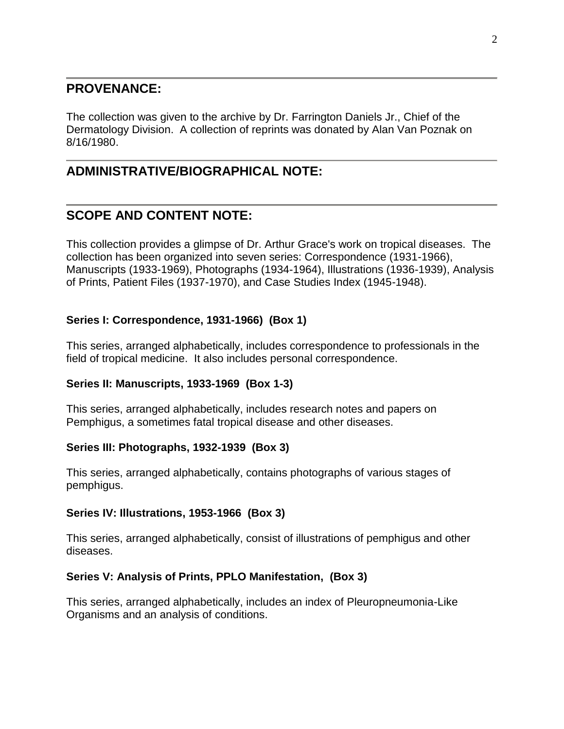## PROVENANCE:

The collection was given to the archive by Dr. Farrington Daniels Jr., Chief of the Dermatology Division. A collection of reprints was donated by Alan Van Poznak on 8/16/1980.

## ADMINISTRATIVE/BIOGRAPHICAL NOTE:

## SCOPE AND CONTENT NOTE:

This collection provides a glimpse of Dr. Arthur Grace's work on tropical diseases. The collection has been organized into seven series: Correspondence (1931-1966), Manuscripts (1933-1969), Photographs (1934-1964), Illustrations (1936-1939), Analysis of Prints, Patient Files (1937-1970), and Case Studies Index (1945-1948).

### Series I: Correspondence, 1931-1966) (Box 1)

This series, arranged alphabetically, includes correspondence to professionals in the field of tropical medicine. It also includes personal correspondence.

### Series II: Manuscripts, 1933-1969 (Box 1-3)

This series, arranged alphabetically, includes research notes and papers on Pemphigus, a sometimes fatal tropical disease and other diseases.

### Series III: Photographs, 1932-1939 (Box 3)

This series, arranged alphabetically, contains photographs of various stages of pemphigus.

### Series IV: Illustrations, 1953-1966 (Box 3)

This series, arranged alphabetically, consist of illustrations of pemphigus and other diseases.

### Series V: Analysis of Prints, PPLO Manifestation, (Box 3)

This series, arranged alphabetically, includes an index of Pleuropneumonia-Like Organisms and an analysis of conditions.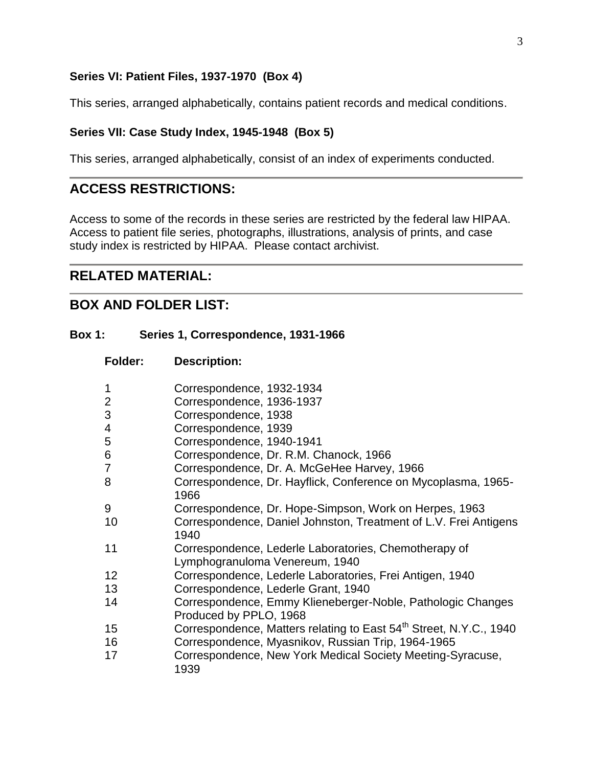**Series VI: Patient Files, 1937-1970 (Box 4)**

This series, arranged alphabetically, contains patient records and medical conditions.

**Series VII: Case Study Index, 1945-1948 (Box 5)**

This series, arranged alphabetically, consist of an index of experiments conducted.

## ACCESS RESTRICTIONS:

Access to some of the records in these series are restricted by the federal law HIPAA. Access to patient file series, photographs, illustrations, analysis of prints, and case study index is restricted by HIPAA. Please contact archivist.

## RELATED MATERIAL:

## BOX AND FOLDER LIST:

**Box 1: Series 1, Correspondence, 1931-1966**

| Folder: | Description: |
|---|---|
| 1 | Correspondence, 1932-1934 |
| 2 | Correspondence, 1936-1937 |
| 3 | Correspondence, 1938 |
| 4 | Correspondence, 1939 |
| 5 | Correspondence, 1940-1941 |
| 6 | Correspondence, Dr. R.M. Chanock, 1966 |
| 7 | Correspondence, Dr. A. McGeHee Harvey, 1966 |
| 8 | Correspondence, Dr. Hayflick, Conference on Mycoplasma, 1965-1966 |
| 9 | Correspondence, Dr. Hope-Simpson, Work on Herpes, 1963 |
| 10 | Correspondence, Daniel Johnston, Treatment of L.V. Frei Antigens 1940 |
| 11 | Correspondence, Lederle Laboratories, Chemotherapy of Lymphogranuloma Venereum, 1940 |
| 12 | Correspondence, Lederle Laboratories, Frei Antigen, 1940 |
| 13 | Correspondence, Lederle Grant, 1940 |
| 14 | Correspondence, Emmy Klieneberger-Noble, Pathologic Changes Produced by PPLO, 1968 |
| 15 | Correspondence, Matters relating to East 54th Street, N.Y.C., 1940 |
| 16 | Correspondence, Myasnikov, Russian Trip, 1964-1965 |
| 17 | Correspondence, New York Medical Society Meeting-Syracuse, 1939 |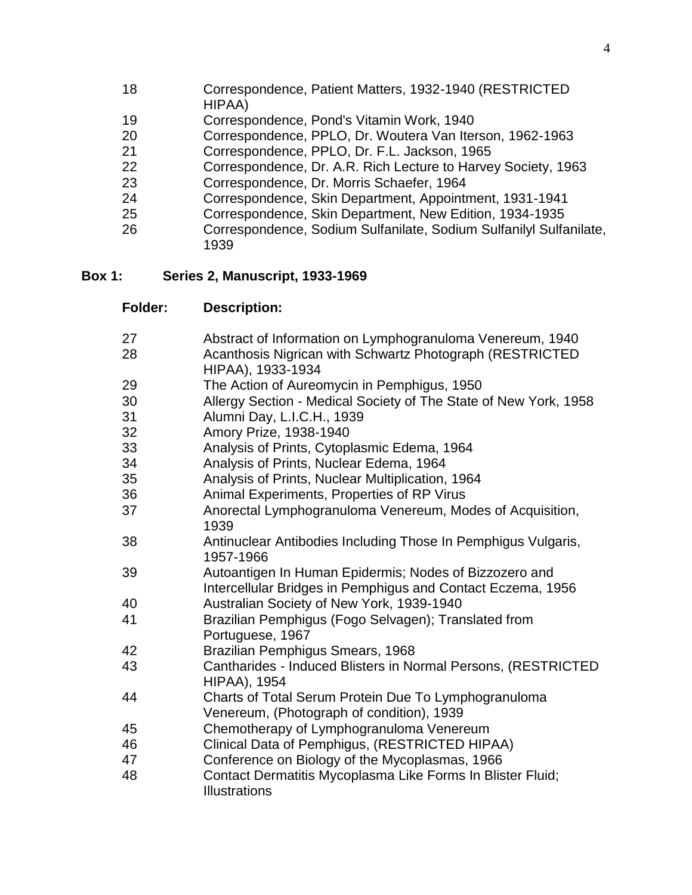| | |
|---|---|
| 18 | Correspondence, Patient Matters, 1932-1940 (RESTRICTED HIPAA) |
| 19 | Correspondence, Pond's Vitamin Work, 1940 |
| 20 | Correspondence, PPLO, Dr. Woutera Van Iterson, 1962-1963 |
| 21 | Correspondence, PPLO, Dr. F.L. Jackson, 1965 |
| 22 | Correspondence, Dr. A.R. Rich Lecture to Harvey Society, 1963 |
| 23 | Correspondence, Dr. Morris Schaefer, 1964 |
| 24 | Correspondence, Skin Department, Appointment, 1931-1941 |
| 25 | Correspondence, Skin Department, New Edition, 1934-1935 |
| 26 | Correspondence, Sodium Sulfanilate, Sodium Sulfanilyl Sulfanilate, 1939 |

**Box 1: Series 2, Manuscript, 1933-1969**

| **Folder:** | **Description:** |
|---|---|
| 27 | Abstract of Information on Lymphogranuloma Venereum, 1940 |
| 28 | Acanthosis Nigrican with Schwartz Photograph (RESTRICTED HIPAA), 1933-1934 |
| 29 | The Action of Aureomycin in Pemphigus, 1950 |
| 30 | Allergy Section - Medical Society of The State of New York, 1958 |
| 31 | Alumni Day, L.I.C.H., 1939 |
| 32 | Amory Prize, 1938-1940 |
| 33 | Analysis of Prints, Cytoplasmic Edema, 1964 |
| 34 | Analysis of Prints, Nuclear Edema, 1964 |
| 35 | Analysis of Prints, Nuclear Multiplication, 1964 |
| 36 | Animal Experiments, Properties of RP Virus |
| 37 | Anorectal Lymphogranuloma Venereum, Modes of Acquisition, 1939 |
| 38 | Antinuclear Antibodies Including Those In Pemphigus Vulgaris, 1957-1966 |
| 39 | Autoantigen In Human Epidermis; Nodes of Bizzozero and Intercellular Bridges in Pemphigus and Contact Eczema, 1956 |
| 40 | Australian Society of New York, 1939-1940 |
| 41 | Brazilian Pemphigus (Fogo Selvagen); Translated from Portuguese, 1967 |
| 42 | Brazilian Pemphigus Smears, 1968 |
| 43 | Cantharides - Induced Blisters in Normal Persons, (RESTRICTED HIPAA), 1954 |
| 44 | Charts of Total Serum Protein Due To Lymphogranuloma Venereum, (Photograph of condition), 1939 |
| 45 | Chemotherapy of Lymphogranuloma Venereum |
| 46 | Clinical Data of Pemphigus, (RESTRICTED HIPAA) |
| 47 | Conference on Biology of the Mycoplasmas, 1966 |
| 48 | Contact Dermatitis Mycoplasma Like Forms In Blister Fluid; Illustrations |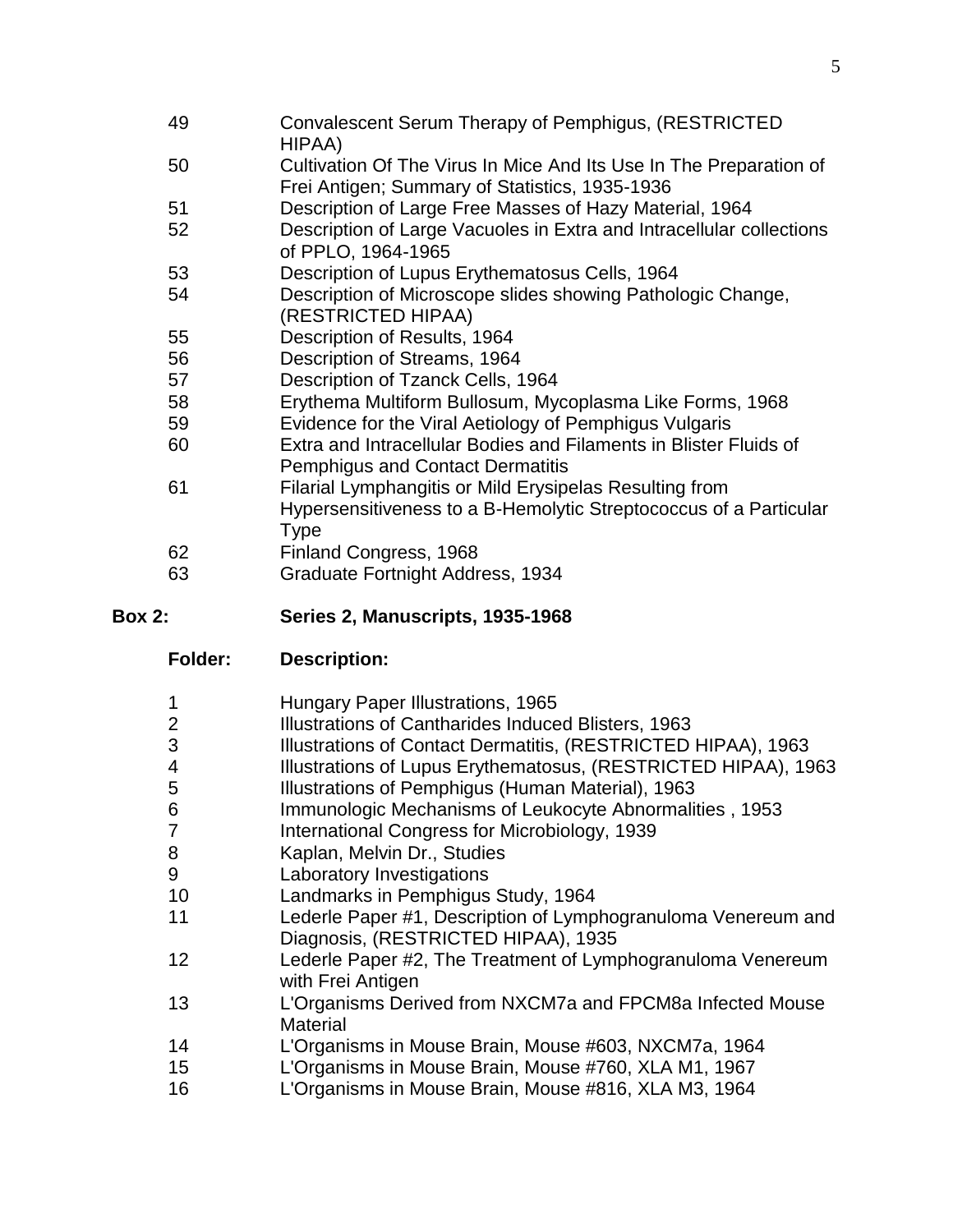| | |
|---|---|
| 49 | Convalescent Serum Therapy of Pemphigus, (RESTRICTED HIPAA) |
| 50 | Cultivation Of The Virus In Mice And Its Use In The Preparation of Frei Antigen; Summary of Statistics, 1935-1936 |
| 51 | Description of Large Free Masses of Hazy Material, 1964 |
| 52 | Description of Large Vacuoles in Extra and Intracellular collections of PPLO, 1964-1965 |
| 53 | Description of Lupus Erythematosus Cells, 1964 |
| 54 | Description of Microscope slides showing Pathologic Change, (RESTRICTED HIPAA) |
| 55 | Description of Results, 1964 |
| 56 | Description of Streams, 1964 |
| 57 | Description of Tzanck Cells, 1964 |
| 58 | Erythema Multiform Bullosum, Mycoplasma Like Forms, 1968 |
| 59 | Evidence for the Viral Aetiology of Pemphigus Vulgaris |
| 60 | Extra and Intracellular Bodies and Filaments in Blister Fluids of Pemphigus and Contact Dermatitis |
| 61 | Filarial Lymphangitis or Mild Erysipelas Resulting from Hypersensitiveness to a B-Hemolytic Streptococcus of a Particular Type |
| 62 | Finland Congress, 1968 |
| 63 | Graduate Fortnight Address, 1934 |

**Box 2: Series 2, Manuscripts, 1935-1968**

| Folder: | Description: |
|---|---|
| 1 | Hungary Paper Illustrations, 1965 |
| 2 | Illustrations of Cantharides Induced Blisters, 1963 |
| 3 | Illustrations of Contact Dermatitis, (RESTRICTED HIPAA), 1963 |
| 4 | Illustrations of Lupus Erythematosus, (RESTRICTED HIPAA), 1963 |
| 5 | Illustrations of Pemphigus (Human Material), 1963 |
| 6 | Immunologic Mechanisms of Leukocyte Abnormalities , 1953 |
| 7 | International Congress for Microbiology, 1939 |
| 8 | Kaplan, Melvin Dr., Studies |
| 9 | Laboratory Investigations |
| 10 | Landmarks in Pemphigus Study, 1964 |
| 11 | Lederle Paper #1, Description of Lymphogranuloma Venereum and Diagnosis, (RESTRICTED HIPAA), 1935 |
| 12 | Lederle Paper #2, The Treatment of Lymphogranuloma Venereum with Frei Antigen |
| 13 | L'Organisms Derived from NXCM7a and FPCM8a Infected Mouse Material |
| 14 | L'Organisms in Mouse Brain, Mouse #603, NXCM7a, 1964 |
| 15 | L'Organisms in Mouse Brain, Mouse #760, XLA M1, 1967 |
| 16 | L'Organisms in Mouse Brain, Mouse #816, XLA M3, 1964 |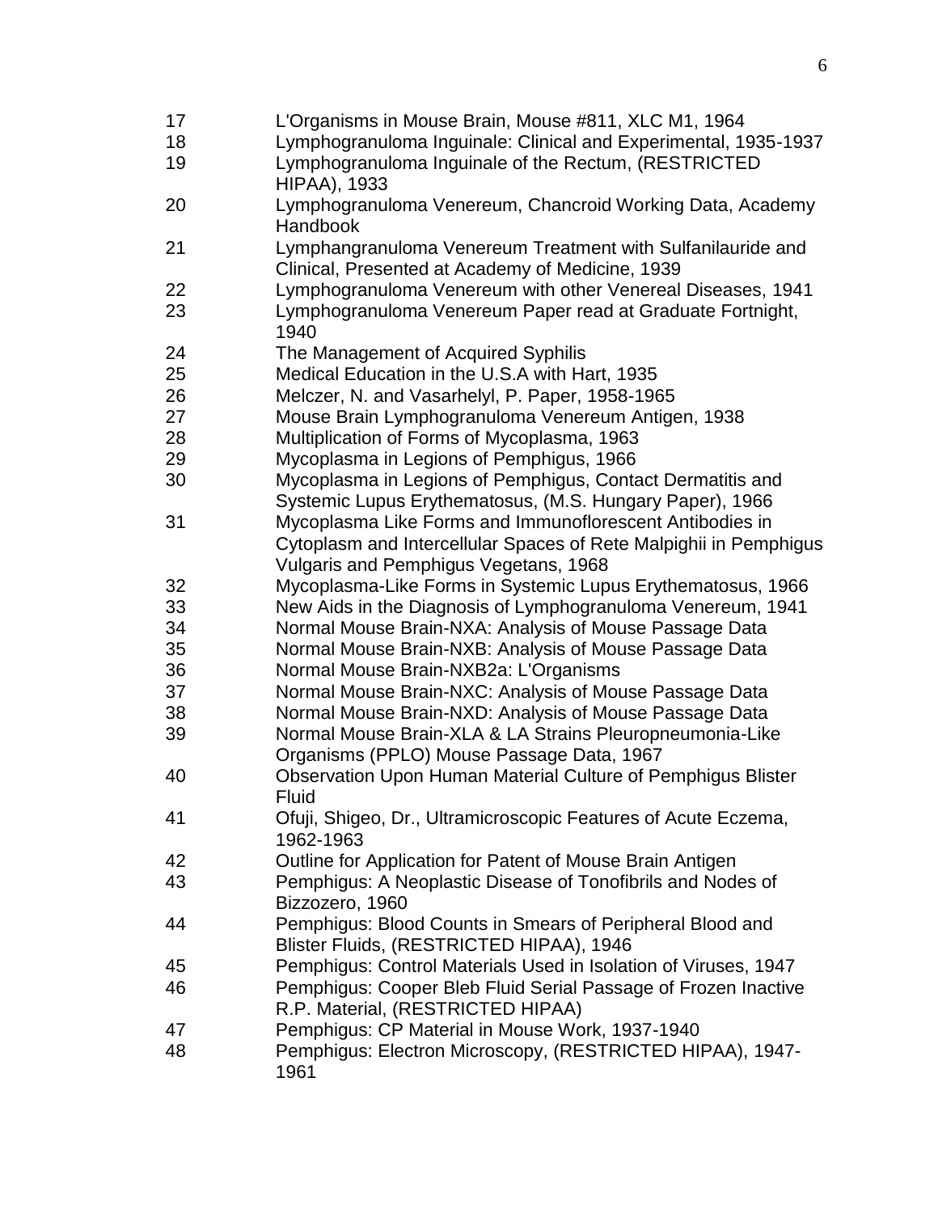| | |
|---|---|
| 17 | L'Organisms in Mouse Brain, Mouse #811, XLC M1, 1964 |
| 18 | Lymphogranuloma Inguinale: Clinical and Experimental, 1935-1937 |
| 19 | Lymphogranuloma Inguinale of the Rectum, (RESTRICTED HIPAA), 1933 |
| 20 | Lymphogranuloma Venereum, Chancroid Working Data, Academy Handbook |
| 21 | Lymphangranuloma Venereum Treatment with Sulfanilauride and Clinical, Presented at Academy of Medicine, 1939 |
| 22 | Lymphogranuloma Venereum with other Venereal Diseases, 1941 |
| 23 | Lymphogranuloma Venereum Paper read at Graduate Fortnight, 1940 |
| 24 | The Management of Acquired Syphilis |
| 25 | Medical Education in the U.S.A with Hart, 1935 |
| 26 | Melczer, N. and Vasarhelyl, P. Paper, 1958-1965 |
| 27 | Mouse Brain Lymphogranuloma Venereum Antigen, 1938 |
| 28 | Multiplication of Forms of Mycoplasma, 1963 |
| 29 | Mycoplasma in Legions of Pemphigus, 1966 |
| 30 | Mycoplasma in Legions of Pemphigus, Contact Dermatitis and Systemic Lupus Erythematosus, (M.S. Hungary Paper), 1966 |
| 31 | Mycoplasma Like Forms and Immunoflorescent Antibodies in Cytoplasm and Intercellular Spaces of Rete Malpighii in Pemphigus Vulgaris and Pemphigus Vegetans, 1968 |
| 32 | Mycoplasma-Like Forms in Systemic Lupus Erythematosus, 1966 |
| 33 | New Aids in the Diagnosis of Lymphogranuloma Venereum, 1941 |
| 34 | Normal Mouse Brain-NXA: Analysis of Mouse Passage Data |
| 35 | Normal Mouse Brain-NXB: Analysis of Mouse Passage Data |
| 36 | Normal Mouse Brain-NXB2a: L'Organisms |
| 37 | Normal Mouse Brain-NXC: Analysis of Mouse Passage Data |
| 38 | Normal Mouse Brain-NXD: Analysis of Mouse Passage Data |
| 39 | Normal Mouse Brain-XLA & LA Strains Pleuropneumonia-Like Organisms (PPLO) Mouse Passage Data, 1967 |
| 40 | Observation Upon Human Material Culture of Pemphigus Blister Fluid |
| 41 | Ofuji, Shigeo, Dr., Ultramicroscopic Features of Acute Eczema, 1962-1963 |
| 42 | Outline for Application for Patent of Mouse Brain Antigen |
| 43 | Pemphigus: A Neoplastic Disease of Tonofibrils and Nodes of Bizzozero, 1960 |
| 44 | Pemphigus: Blood Counts in Smears of Peripheral Blood and Blister Fluids, (RESTRICTED HIPAA), 1946 |
| 45 | Pemphigus: Control Materials Used in Isolation of Viruses, 1947 |
| 46 | Pemphigus: Cooper Bleb Fluid Serial Passage of Frozen Inactive R.P. Material, (RESTRICTED HIPAA) |
| 47 | Pemphigus: CP Material in Mouse Work, 1937-1940 |
| 48 | Pemphigus: Electron Microscopy, (RESTRICTED HIPAA), 1947-1961 |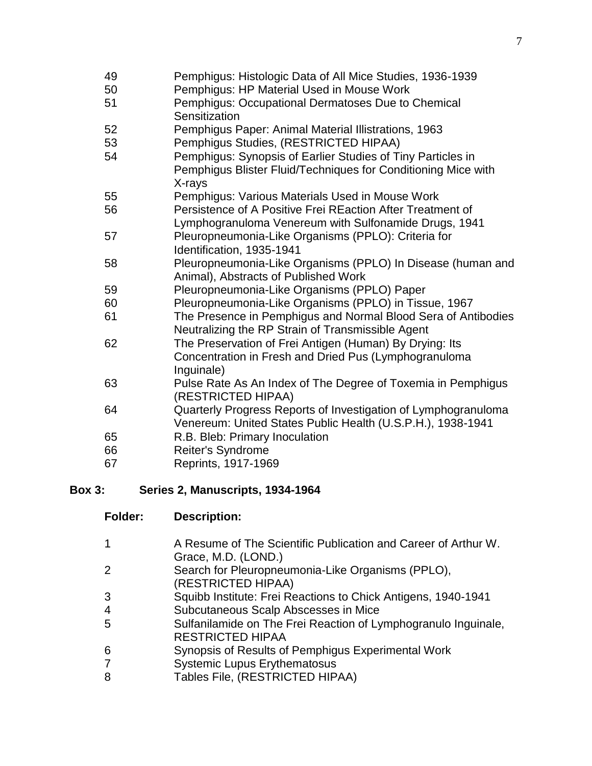| | |
|---|---|
| 49 | Pemphigus: Histologic Data of All Mice Studies, 1936-1939 |
| 50 | Pemphigus: HP Material Used in Mouse Work |
| 51 | Pemphigus: Occupational Dermatoses Due to Chemical Sensitization |
| 52 | Pemphigus Paper: Animal Material Illustrations, 1963 |
| 53 | Pemphigus Studies, (RESTRICTED HIPAA) |
| 54 | Pemphigus: Synopsis of Earlier Studies of Tiny Particles in Pemphigus Blister Fluid/Techniques for Conditioning Mice with X-rays |
| 55 | Pemphigus: Various Materials Used in Mouse Work |
| 56 | Persistence of A Positive Frei REaction After Treatment of Lymphogranuloma Venereum with Sulfonamide Drugs, 1941 |
| 57 | Pleuropneumonia-Like Organisms (PPLO): Criteria for Identification, 1935-1941 |
| 58 | Pleuropneumonia-Like Organisms (PPLO) In Disease (human and Animal), Abstracts of Published Work |
| 59 | Pleuropneumonia-Like Organisms (PPLO) Paper |
| 60 | Pleuropneumonia-Like Organisms (PPLO) in Tissue, 1967 |
| 61 | The Presence in Pemphigus and Normal Blood Sera of Antibodies Neutralizing the RP Strain of Transmissible Agent |
| 62 | The Preservation of Frei Antigen (Human) By Drying: Its Concentration in Fresh and Dried Pus (Lymphogranuloma Inguinale) |
| 63 | Pulse Rate As An Index of The Degree of Toxemia in Pemphigus (RESTRICTED HIPAA) |
| 64 | Quarterly Progress Reports of Investigation of Lymphogranuloma Venereum: United States Public Health (U.S.P.H.), 1938-1941 |
| 65 | R.B. Bleb: Primary Inoculation |
| 66 | Reiter's Syndrome |
| 67 | Reprints, 1917-1969 |

**Box 3: Series 2, Manuscripts, 1934-1964**

| Folder: | Description: |
|---|---|
| 1 | A Resume of The Scientific Publication and Career of Arthur W. Grace, M.D. (LOND.) |
| 2 | Search for Pleuropneumonia-Like Organisms (PPLO), (RESTRICTED HIPAA) |
| 3 | Squibb Institute: Frei Reactions to Chick Antigens, 1940-1941 |
| 4 | Subcutaneous Scalp Abscesses in Mice |
| 5 | Sulfanilamide on The Frei Reaction of Lymphogranulo Inguinale, RESTRICTED HIPAA |
| 6 | Synopsis of Results of Pemphigus Experimental Work |
| 7 | Systemic Lupus Erythematosus |
| 8 | Tables File, (RESTRICTED HIPAA) |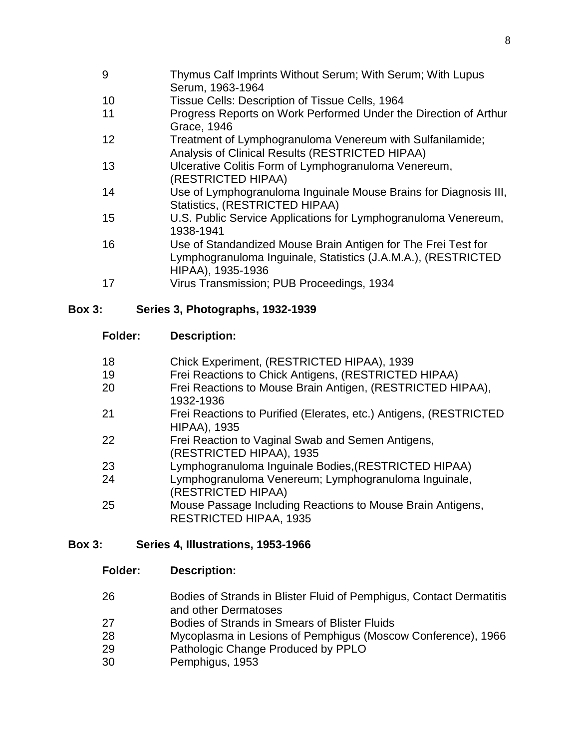| | |
|---|---|
| 9 | Thymus Calf Imprints Without Serum; With Serum; With Lupus Serum, 1963-1964 |
| 10 | Tissue Cells: Description of Tissue Cells, 1964 |
| 11 | Progress Reports on Work Performed Under the Direction of Arthur Grace, 1946 |
| 12 | Treatment of Lymphogranuloma Venereum with Sulfanilamide; Analysis of Clinical Results (RESTRICTED HIPAA) |
| 13 | Ulcerative Colitis Form of Lymphogranuloma Venereum, (RESTRICTED HIPAA) |
| 14 | Use of Lymphogranuloma Inguinale Mouse Brains for Diagnosis III, Statistics, (RESTRICTED HIPAA) |
| 15 | U.S. Public Service Applications for Lymphogranuloma Venereum, 1938-1941 |
| 16 | Use of Standandized Mouse Brain Antigen for The Frei Test for Lymphogranuloma Inguinale, Statistics (J.A.M.A.), (RESTRICTED HIPAA), 1935-1936 |
| 17 | Virus Transmission; PUB Proceedings, 1934 |

**Box 3: Series 3, Photographs, 1932-1939**

| **Folder:** | **Description:** |
|---|---|
| 18 | Chick Experiment, (RESTRICTED HIPAA), 1939 |
| 19 | Frei Reactions to Chick Antigens, (RESTRICTED HIPAA) |
| 20 | Frei Reactions to Mouse Brain Antigen, (RESTRICTED HIPAA), 1932-1936 |
| 21 | Frei Reactions to Purified (Elerates, etc.) Antigens, (RESTRICTED HIPAA), 1935 |
| 22 | Frei Reaction to Vaginal Swab and Semen Antigens, (RESTRICTED HIPAA), 1935 |
| 23 | Lymphogranuloma Inguinale Bodies,(RESTRICTED HIPAA) |
| 24 | Lymphogranuloma Venereum; Lymphogranuloma Inguinale, (RESTRICTED HIPAA) |
| 25 | Mouse Passage Including Reactions to Mouse Brain Antigens, RESTRICTED HIPAA, 1935 |

**Box 3: Series 4, Illustrations, 1953-1966**

| **Folder:** | **Description:** |
|---|---|
| 26 | Bodies of Strands in Blister Fluid of Pemphigus, Contact Dermatitis and other Dermatoses |
| 27 | Bodies of Strands in Smears of Blister Fluids |
| 28 | Mycoplasma in Lesions of Pemphigus (Moscow Conference), 1966 |
| 29 | Pathologic Change Produced by PPLO |
| 30 | Pemphigus, 1953 |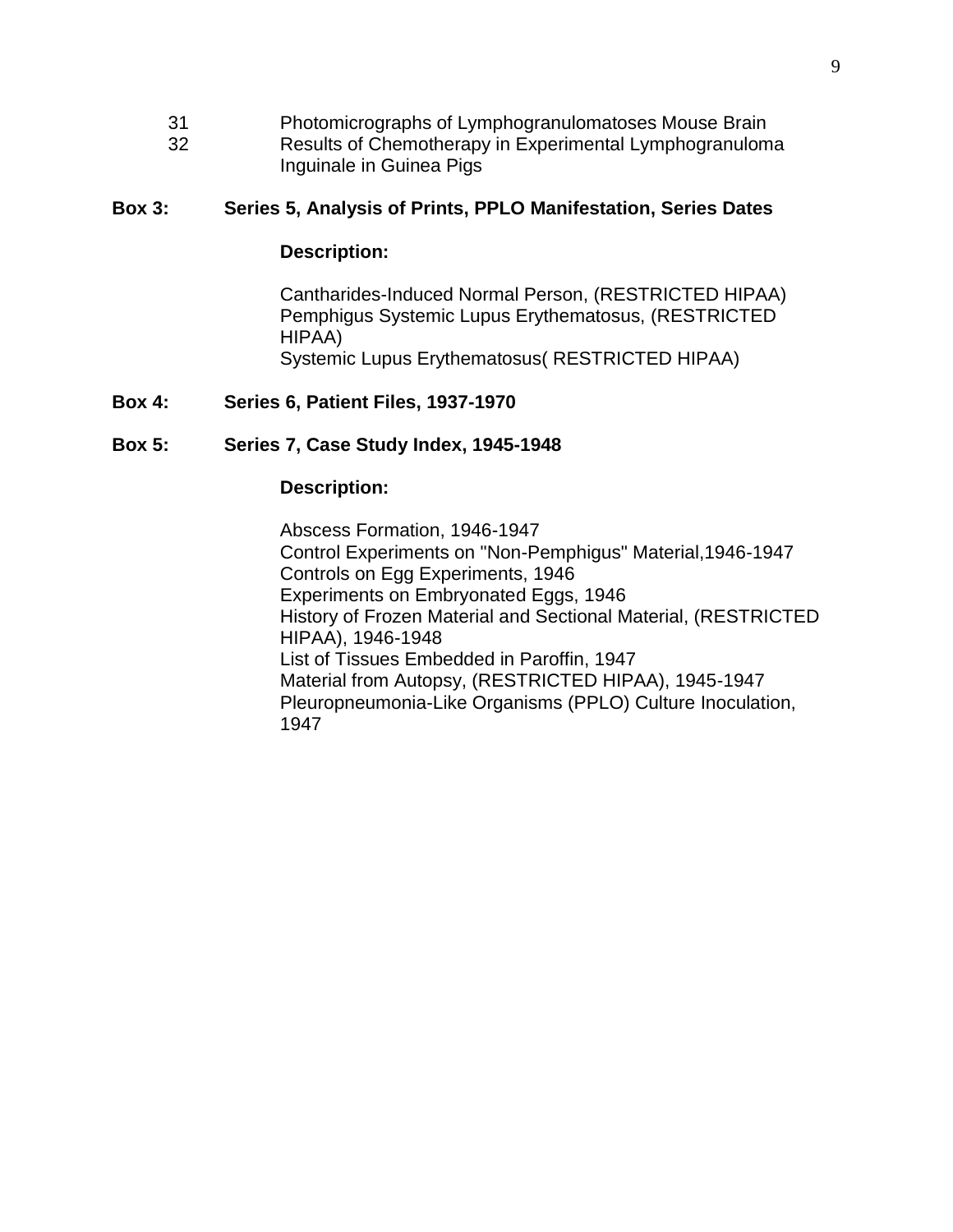31 Photomicrographs of Lymphogranulomatoses Mouse Brain

32 Results of Chemotherapy in Experimental Lymphogranuloma Inguinale in Guinea Pigs

**Box 3: Series 5, Analysis of Prints, PPLO Manifestation, Series Dates**

**Description:**

Cantharides-Induced Normal Person, (RESTRICTED HIPAA)
Pemphigus Systemic Lupus Erythematosus, (RESTRICTED HIPAA)
Systemic Lupus Erythematosus( RESTRICTED HIPAA)

**Box 4: Series 6, Patient Files, 1937-1970**

**Box 5: Series 7, Case Study Index, 1945-1948**

**Description:**

Abscess Formation, 1946-1947
Control Experiments on "Non-Pemphigus" Material,1946-1947
Controls on Egg Experiments, 1946
Experiments on Embryonated Eggs, 1946
History of Frozen Material and Sectional Material, (RESTRICTED HIPAA), 1946-1948
List of Tissues Embedded in Paroffin, 1947
Material from Autopsy, (RESTRICTED HIPAA), 1945-1947
Pleuropneumonia-Like Organisms (PPLO) Culture Inoculation, 1947